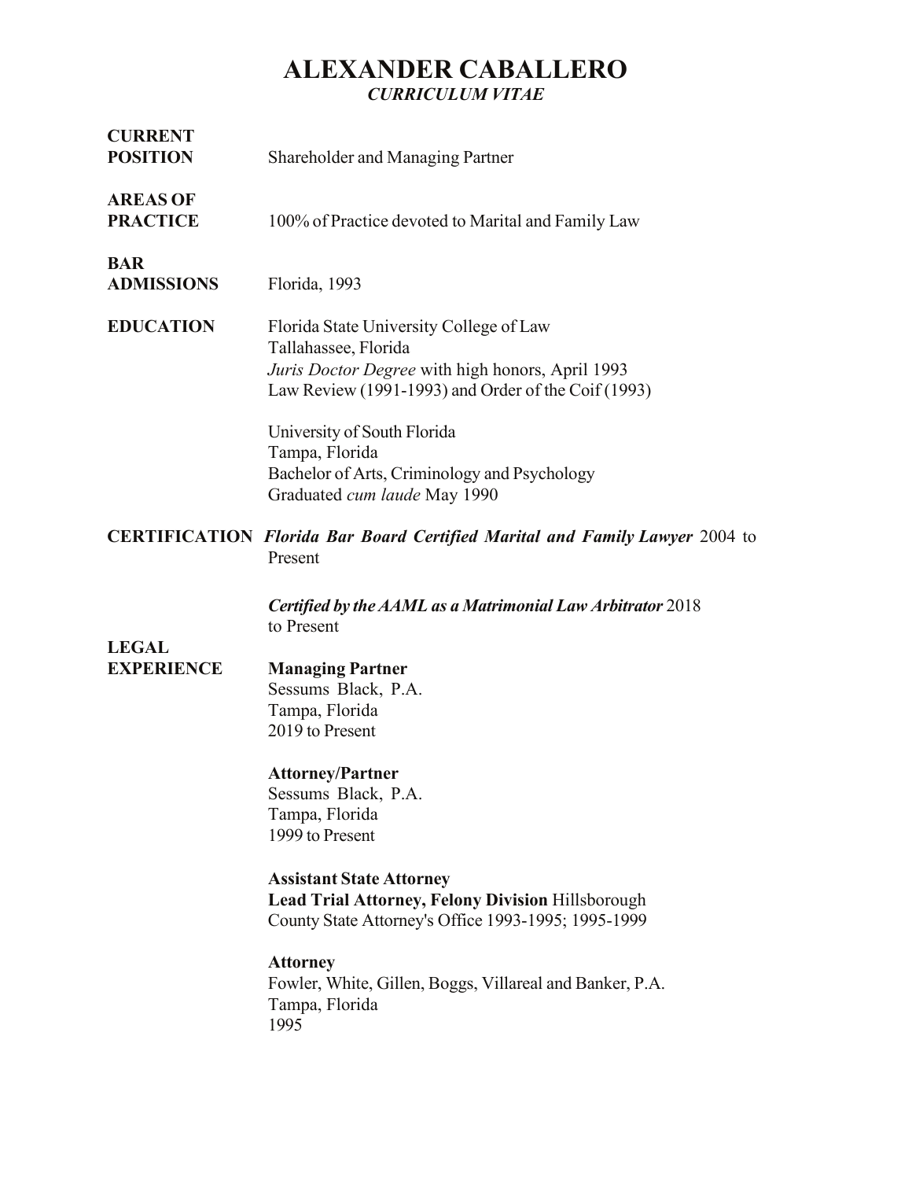# ALEXANDER CABALLERO

***CURRICULUM VITAE***

**CURRENT POSITION**

Shareholder and Managing Partner

**AREAS OF PRACTICE**

100% of Practice devoted to Marital and Family Law

**BAR ADMISSIONS**

Florida, 1993

**EDUCATION**

Florida State University College of Law
Tallahassee, Florida
*Juris Doctor Degree* with high honors, April 1993
Law Review (1991-1993) and Order of the Coif (1993)

University of South Florida
Tampa, Florida
Bachelor of Arts, Criminology and Psychology
Graduated *cum laude* May 1990

**CERTIFICATION**

***Florida Bar Board Certified Marital and Family Lawyer*** 2004 to Present

***Certified by the AAML as a Matrimonial Law Arbitrator*** 2018 to Present

**LEGAL EXPERIENCE**

**Managing Partner**
Sessums Black, P.A.
Tampa, Florida
2019 to Present

**Attorney/Partner**
Sessums Black, P.A.
Tampa, Florida
1999 to Present

**Assistant State Attorney**
**Lead Trial Attorney, Felony Division** Hillsborough County State Attorney's Office 1993-1995; 1995-1999

**Attorney**
Fowler, White, Gillen, Boggs, Villareal and Banker, P.A.
Tampa, Florida
1995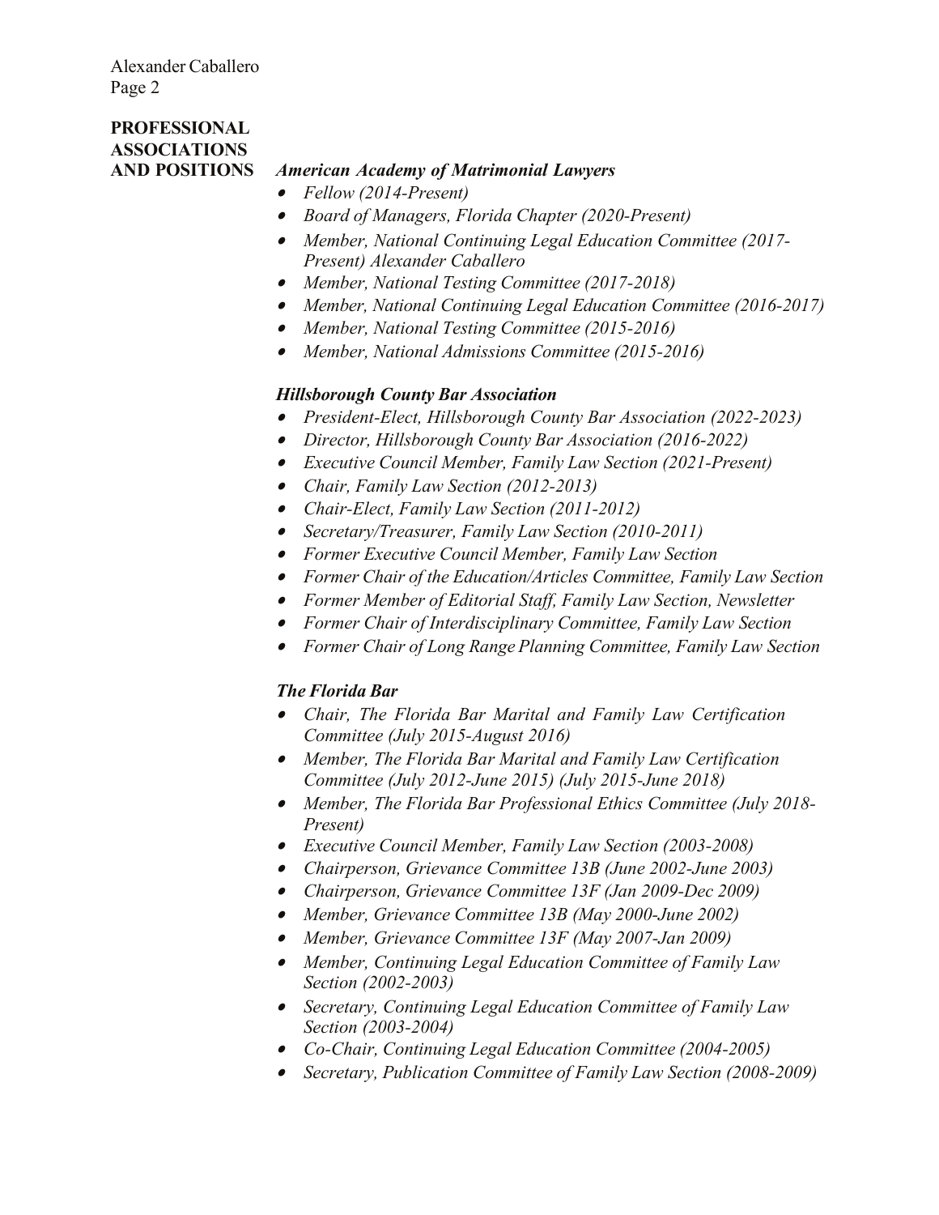## PROFESSIONAL ASSOCIATIONS AND POSITIONS

***American Academy of Matrimonial Lawyers***

- *Fellow (2014-Present)*
- *Board of Managers, Florida Chapter (2020-Present)*
- *Member, National Continuing Legal Education Committee (2017-Present) Alexander Caballero*
- *Member, National Testing Committee (2017-2018)*
- *Member, National Continuing Legal Education Committee (2016-2017)*
- *Member, National Testing Committee (2015-2016)*
- *Member, National Admissions Committee (2015-2016)*

***Hillsborough County Bar Association***

- *President-Elect, Hillsborough County Bar Association (2022-2023)*
- *Director, Hillsborough County Bar Association (2016-2022)*
- *Executive Council Member, Family Law Section (2021-Present)*
- *Chair, Family Law Section (2012-2013)*
- *Chair-Elect, Family Law Section (2011-2012)*
- *Secretary/Treasurer, Family Law Section (2010-2011)*
- *Former Executive Council Member, Family Law Section*
- *Former Chair of the Education/Articles Committee, Family Law Section*
- *Former Member of Editorial Staff, Family Law Section, Newsletter*
- *Former Chair of Interdisciplinary Committee, Family Law Section*
- *Former Chair of Long Range Planning Committee, Family Law Section*

***The Florida Bar***

- *Chair, The Florida Bar Marital and Family Law Certification Committee (July 2015-August 2016)*
- *Member, The Florida Bar Marital and Family Law Certification Committee (July 2012-June 2015) (July 2015-June 2018)*
- *Member, The Florida Bar Professional Ethics Committee (July 2018-Present)*
- *Executive Council Member, Family Law Section (2003-2008)*
- *Chairperson, Grievance Committee 13B (June 2002-June 2003)*
- *Chairperson, Grievance Committee 13F (Jan 2009-Dec 2009)*
- *Member, Grievance Committee 13B (May 2000-June 2002)*
- *Member, Grievance Committee 13F (May 2007-Jan 2009)*
- *Member, Continuing Legal Education Committee of Family Law Section (2002-2003)*
- *Secretary, Continuing Legal Education Committee of Family Law Section (2003-2004)*
- *Co-Chair, Continuing Legal Education Committee (2004-2005)*
- *Secretary, Publication Committee of Family Law Section (2008-2009)*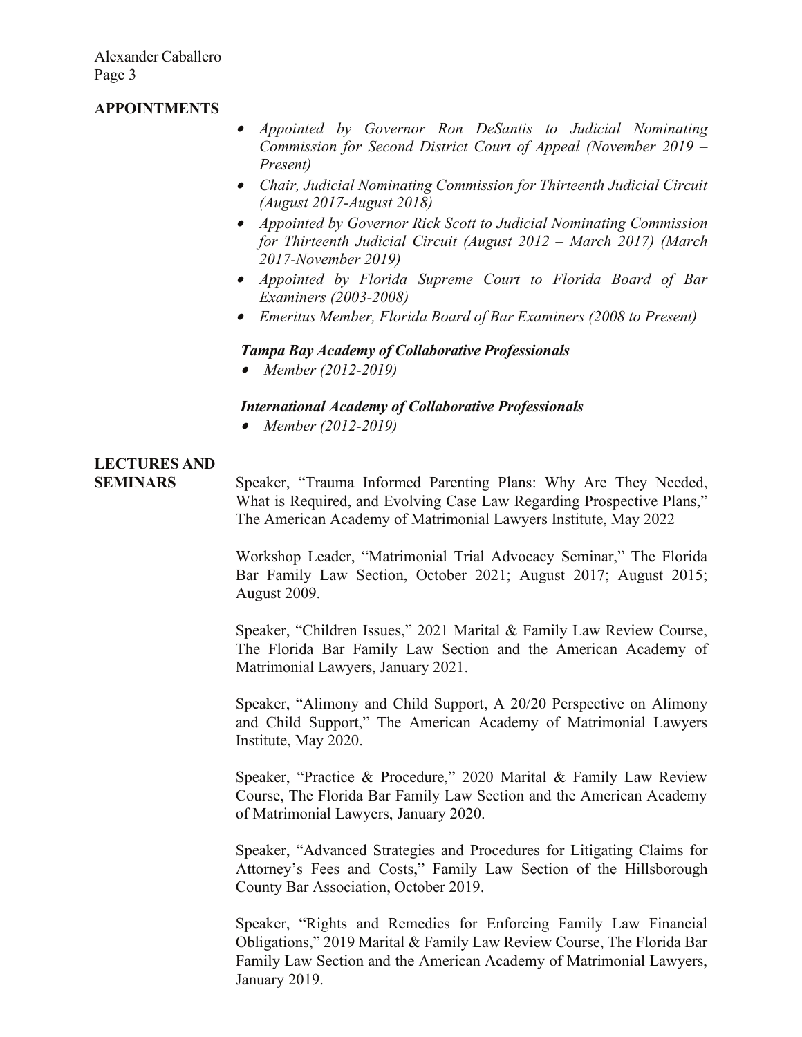## APPOINTMENTS

- *Appointed by Governor Ron DeSantis to Judicial Nominating Commission for Second District Court of Appeal (November 2019 – Present)*
- *Chair, Judicial Nominating Commission for Thirteenth Judicial Circuit (August 2017-August 2018)*
- *Appointed by Governor Rick Scott to Judicial Nominating Commission for Thirteenth Judicial Circuit (August 2012 – March 2017) (March 2017-November 2019)*
- *Appointed by Florida Supreme Court to Florida Board of Bar Examiners (2003-2008)*
- *Emeritus Member, Florida Board of Bar Examiners (2008 to Present)*

***Tampa Bay Academy of Collaborative Professionals***

- *Member (2012-2019)*

***International Academy of Collaborative Professionals***

- *Member (2012-2019)*

## LECTURES AND SEMINARS

Speaker, "Trauma Informed Parenting Plans: Why Are They Needed, What is Required, and Evolving Case Law Regarding Prospective Plans," The American Academy of Matrimonial Lawyers Institute, May 2022

Workshop Leader, "Matrimonial Trial Advocacy Seminar," The Florida Bar Family Law Section, October 2021; August 2017; August 2015; August 2009.

Speaker, "Children Issues," 2021 Marital & Family Law Review Course, The Florida Bar Family Law Section and the American Academy of Matrimonial Lawyers, January 2021.

Speaker, "Alimony and Child Support, A 20/20 Perspective on Alimony and Child Support," The American Academy of Matrimonial Lawyers Institute, May 2020.

Speaker, "Practice & Procedure," 2020 Marital & Family Law Review Course, The Florida Bar Family Law Section and the American Academy of Matrimonial Lawyers, January 2020.

Speaker, "Advanced Strategies and Procedures for Litigating Claims for Attorney's Fees and Costs," Family Law Section of the Hillsborough County Bar Association, October 2019.

Speaker, "Rights and Remedies for Enforcing Family Law Financial Obligations," 2019 Marital & Family Law Review Course, The Florida Bar Family Law Section and the American Academy of Matrimonial Lawyers, January 2019.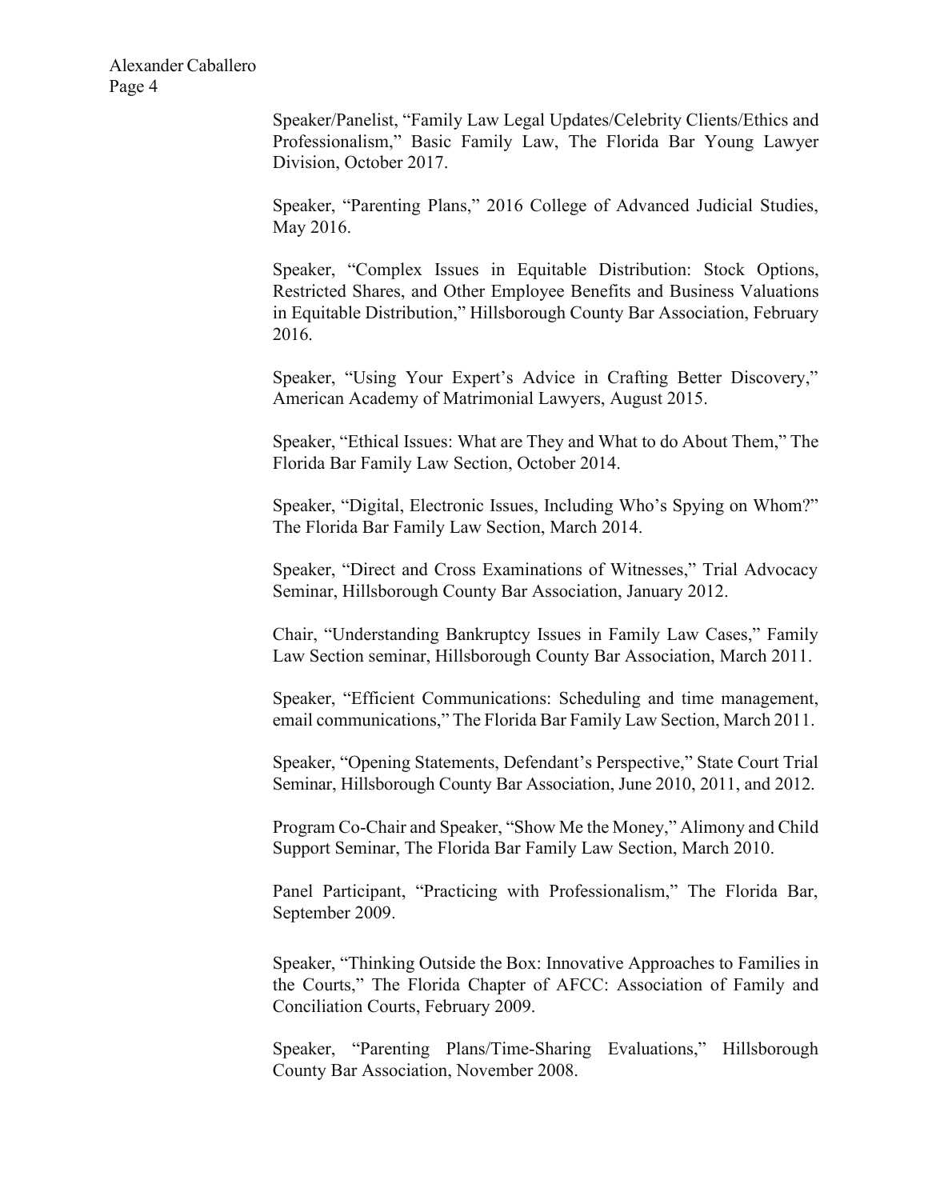Speaker/Panelist, "Family Law Legal Updates/Celebrity Clients/Ethics and Professionalism," Basic Family Law, The Florida Bar Young Lawyer Division, October 2017.

Speaker, "Parenting Plans," 2016 College of Advanced Judicial Studies, May 2016.

Speaker, "Complex Issues in Equitable Distribution: Stock Options, Restricted Shares, and Other Employee Benefits and Business Valuations in Equitable Distribution," Hillsborough County Bar Association, February 2016.

Speaker, "Using Your Expert's Advice in Crafting Better Discovery," American Academy of Matrimonial Lawyers, August 2015.

Speaker, "Ethical Issues: What are They and What to do About Them," The Florida Bar Family Law Section, October 2014.

Speaker, "Digital, Electronic Issues, Including Who's Spying on Whom?" The Florida Bar Family Law Section, March 2014.

Speaker, "Direct and Cross Examinations of Witnesses," Trial Advocacy Seminar, Hillsborough County Bar Association, January 2012.

Chair, "Understanding Bankruptcy Issues in Family Law Cases," Family Law Section seminar, Hillsborough County Bar Association, March 2011.

Speaker, "Efficient Communications: Scheduling and time management, email communications," The Florida Bar Family Law Section, March 2011.

Speaker, "Opening Statements, Defendant's Perspective," State Court Trial Seminar, Hillsborough County Bar Association, June 2010, 2011, and 2012.

Program Co-Chair and Speaker, "Show Me the Money," Alimony and Child Support Seminar, The Florida Bar Family Law Section, March 2010.

Panel Participant, "Practicing with Professionalism," The Florida Bar, September 2009.

Speaker, "Thinking Outside the Box: Innovative Approaches to Families in the Courts," The Florida Chapter of AFCC: Association of Family and Conciliation Courts, February 2009.

Speaker, "Parenting Plans/Time-Sharing Evaluations," Hillsborough County Bar Association, November 2008.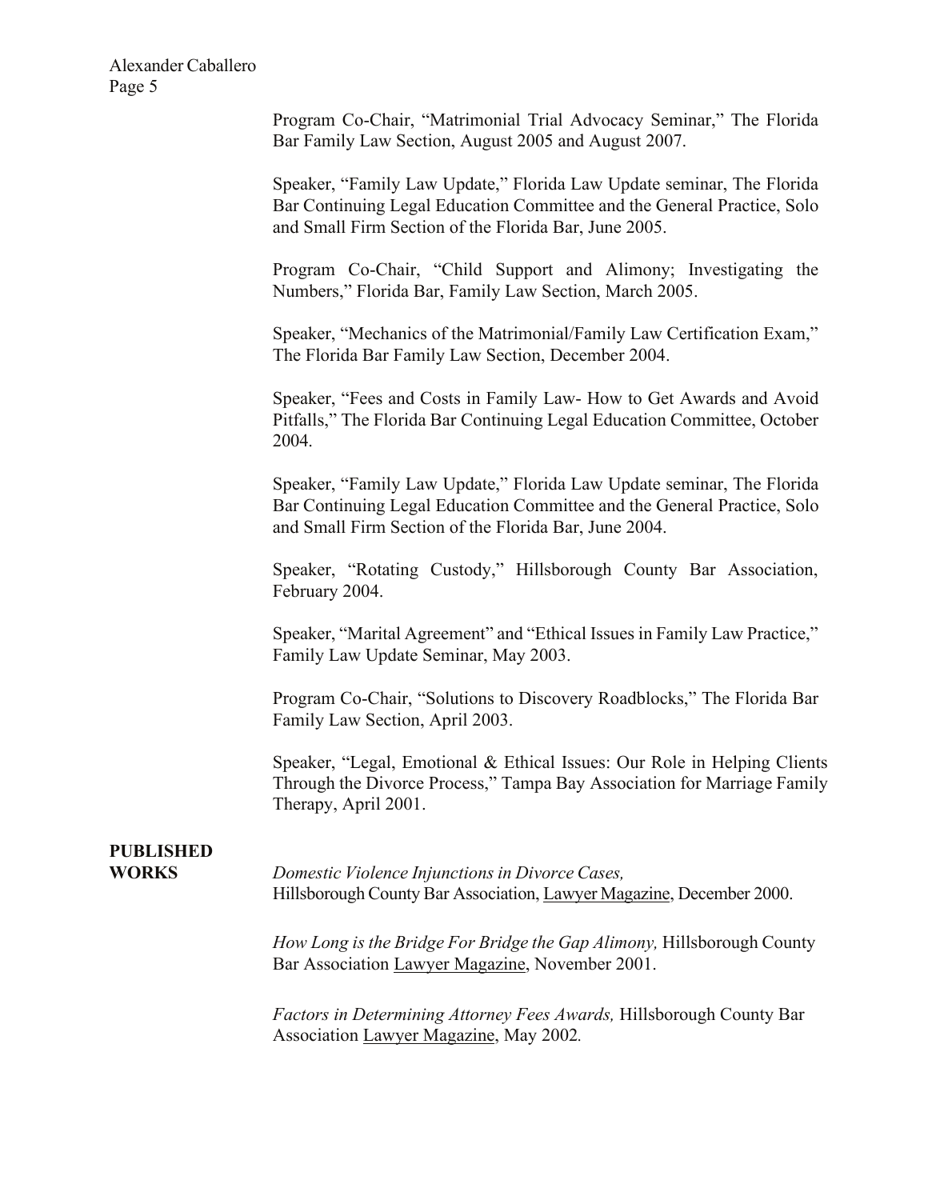Program Co-Chair, "Matrimonial Trial Advocacy Seminar," The Florida Bar Family Law Section, August 2005 and August 2007.

Speaker, "Family Law Update," Florida Law Update seminar, The Florida Bar Continuing Legal Education Committee and the General Practice, Solo and Small Firm Section of the Florida Bar, June 2005.

Program Co-Chair, "Child Support and Alimony; Investigating the Numbers," Florida Bar, Family Law Section, March 2005.

Speaker, "Mechanics of the Matrimonial/Family Law Certification Exam," The Florida Bar Family Law Section, December 2004.

Speaker, "Fees and Costs in Family Law- How to Get Awards and Avoid Pitfalls," The Florida Bar Continuing Legal Education Committee, October 2004.

Speaker, "Family Law Update," Florida Law Update seminar, The Florida Bar Continuing Legal Education Committee and the General Practice, Solo and Small Firm Section of the Florida Bar, June 2004.

Speaker, "Rotating Custody," Hillsborough County Bar Association, February 2004.

Speaker, "Marital Agreement" and "Ethical Issues in Family Law Practice," Family Law Update Seminar, May 2003.

Program Co-Chair, "Solutions to Discovery Roadblocks," The Florida Bar Family Law Section, April 2003.

Speaker, "Legal, Emotional & Ethical Issues: Our Role in Helping Clients Through the Divorce Process," Tampa Bay Association for Marriage Family Therapy, April 2001.

**PUBLISHED WORKS**

*Domestic Violence Injunctions in Divorce Cases,* Hillsborough County Bar Association, Lawyer Magazine, December 2000.

*How Long is the Bridge For Bridge the Gap Alimony,* Hillsborough County Bar Association Lawyer Magazine, November 2001.

*Factors in Determining Attorney Fees Awards,* Hillsborough County Bar Association Lawyer Magazine, May 2002.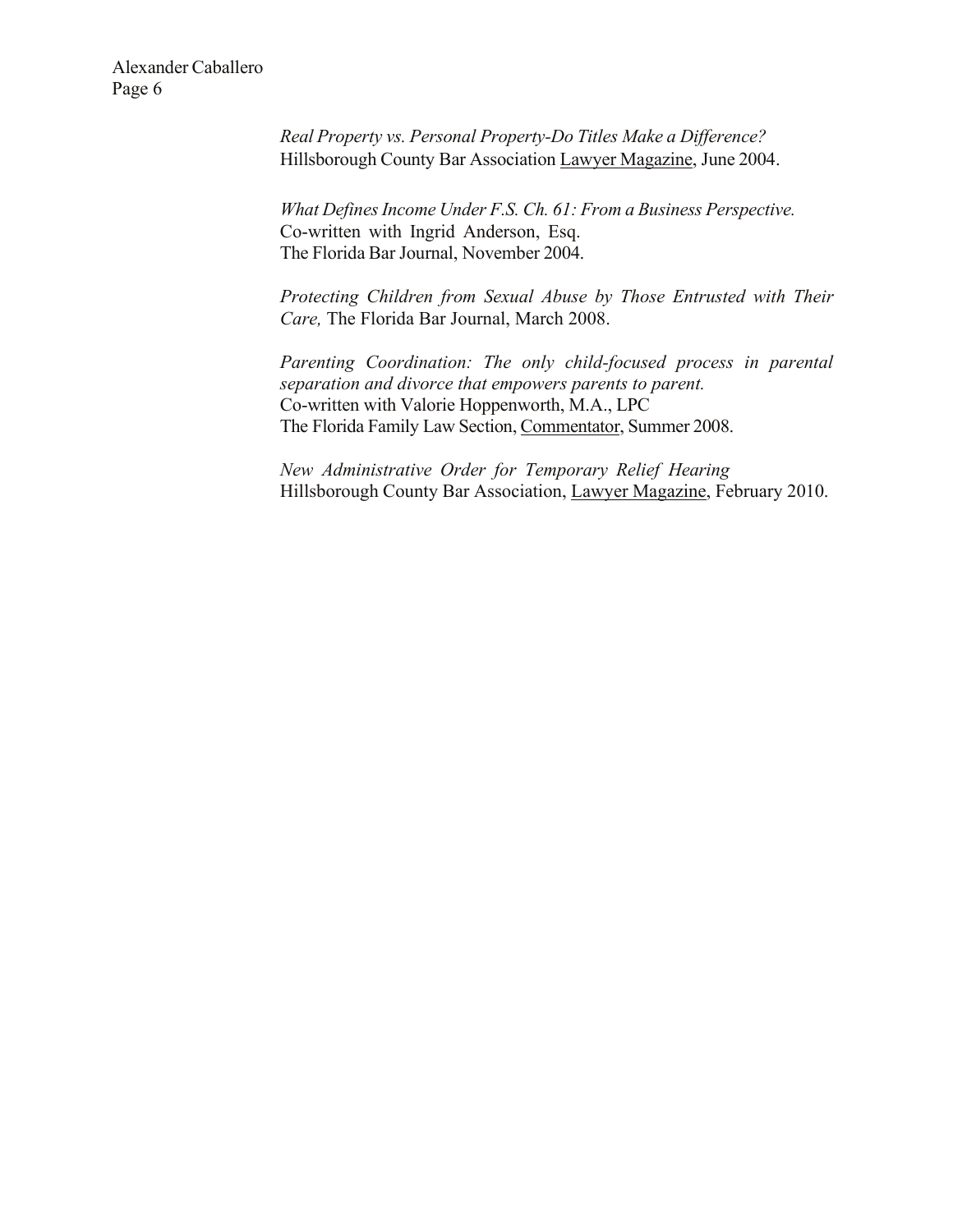*Real Property vs. Personal Property-Do Titles Make a Difference?*
Hillsborough County Bar Association Lawyer Magazine, June 2004.

*What Defines Income Under F.S. Ch. 61: From a Business Perspective.*
Co-written with Ingrid Anderson, Esq.
The Florida Bar Journal, November 2004.

*Protecting Children from Sexual Abuse by Those Entrusted with Their Care,* The Florida Bar Journal, March 2008.

*Parenting Coordination: The only child-focused process in parental separation and divorce that empowers parents to parent.*
Co-written with Valorie Hoppenworth, M.A., LPC
The Florida Family Law Section, Commentator, Summer 2008.

*New Administrative Order for Temporary Relief Hearing*
Hillsborough County Bar Association, Lawyer Magazine, February 2010.